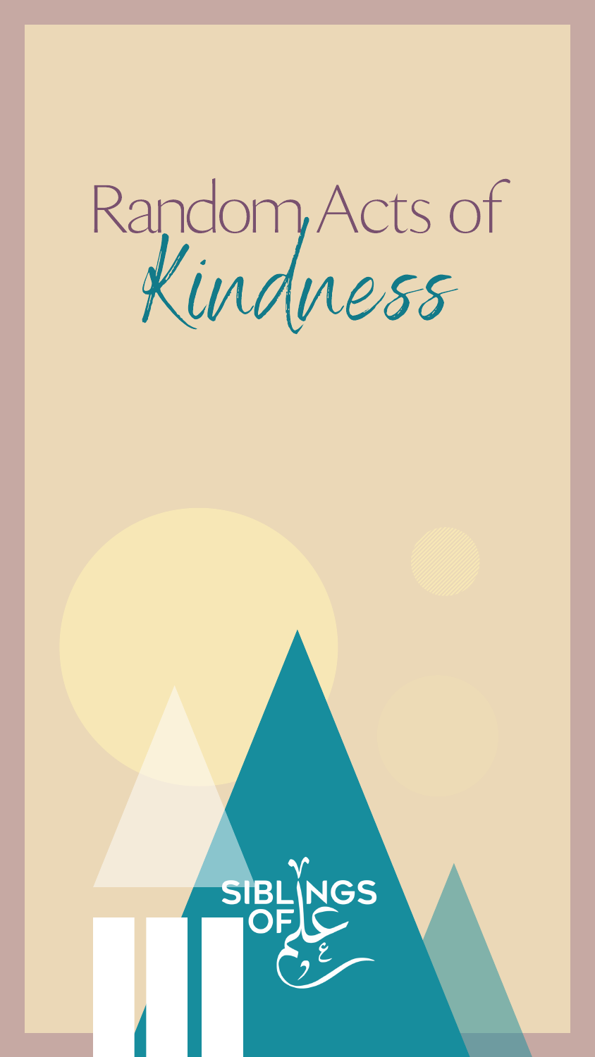# Random Acts of *Kindness*

SIBLINGS OF علم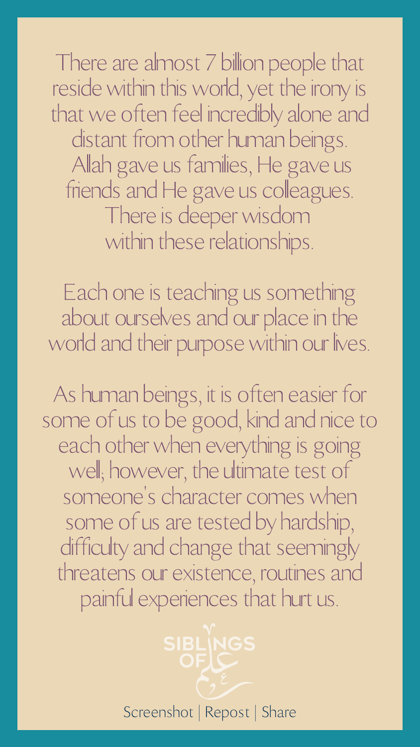There are almost 7 billion people that reside within this world, yet the irony is that we often feel incredibly alone and distant from other human beings. Allah gave us families, He gave us friends and He gave us colleagues. There is deeper wisdom within these relationships.

Each one is teaching us something about ourselves and our place in the world and their purpose within our lives.

As human beings, it is often easier for some of us to be good, kind and nice to each other when everything is going well; however, the ultimate test of someone's character comes when some of us are tested by hardship, difficulty and change that seemingly threatens our existence, routines and painful experiences that hurt us.

SIBLINGS OF علم

Screenshot | Repost | Share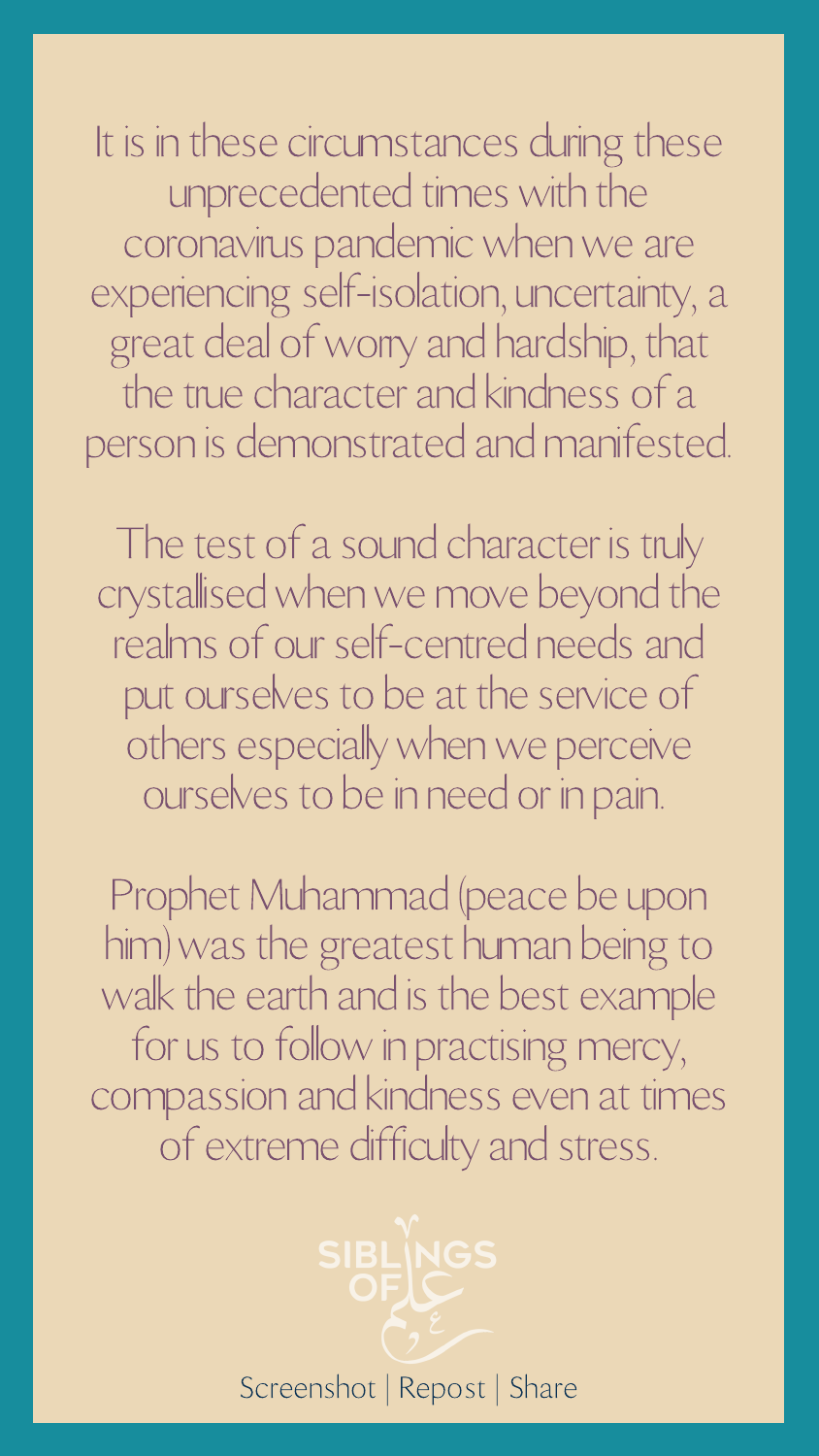It is in these circumstances during these unprecedented times with the coronavirus pandemic when we are experiencing self-isolation, uncertainty, a great deal of worry and hardship, that the true character and kindness of a person is demonstrated and manifested.

The test of a sound character is truly crystallised when we move beyond the realms of our self-centred needs and put ourselves to be at the service of others especially when we perceive ourselves to be in need or in pain.

Prophet Muhammad (peace be upon him) was the greatest human being to walk the earth and is the best example for us to follow in practising mercy, compassion and kindness even at times of extreme difficulty and stress.

SIBLINGS OF علم

Screenshot | Repost | Share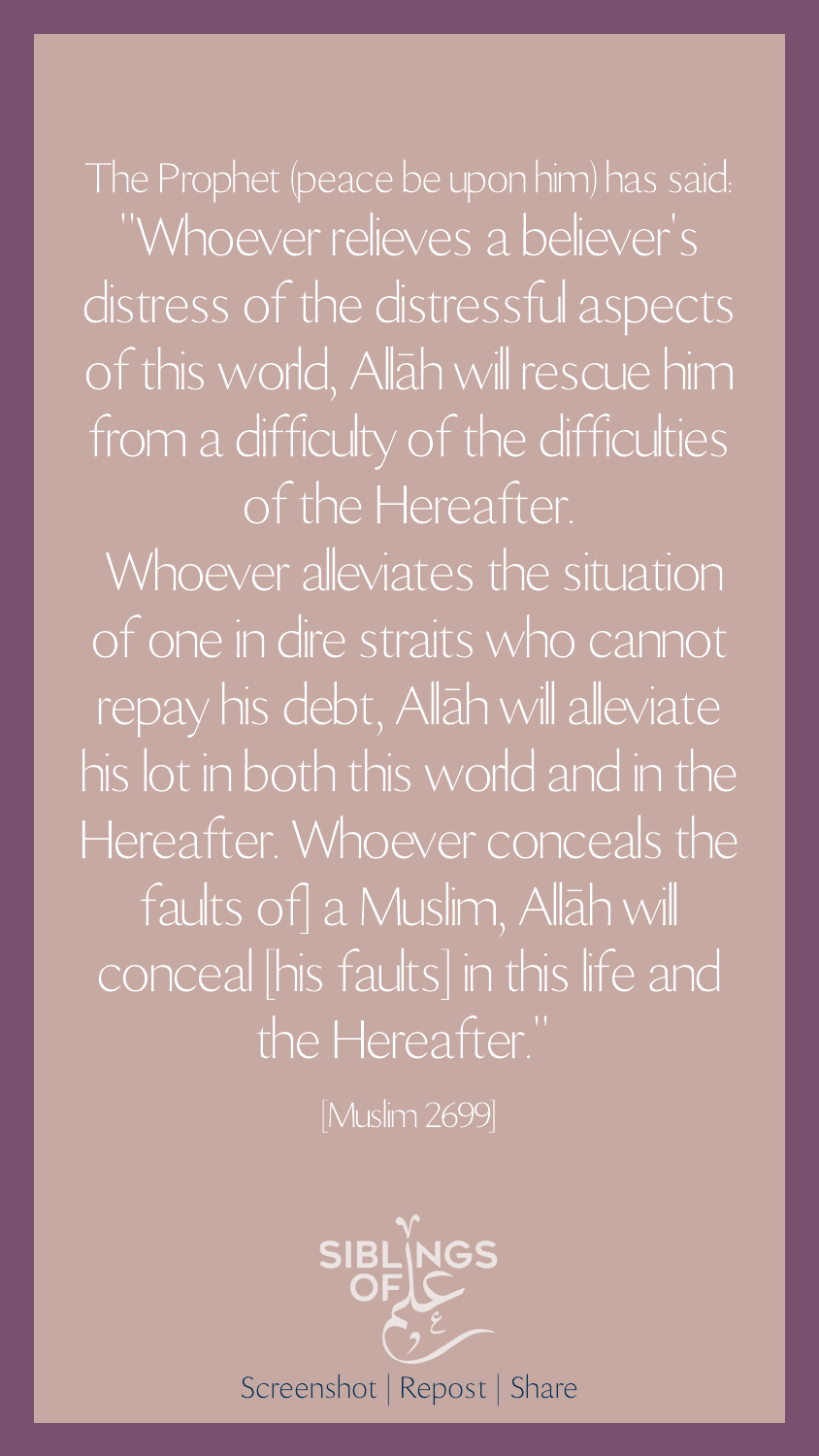The Prophet (peace be upon him) has said:

"Whoever relieves a believer's distress of the distressful aspects of this world, Allāh will rescue him from a difficulty of the difficulties of the Hereafter.

Whoever alleviates the situation of one in dire straits who cannot repay his debt, Allāh will alleviate his lot in both this world and in the Hereafter. Whoever conceals the faults of] a Muslim, Allāh will conceal [his faults] in this life and the Hereafter."

[Muslim 2699]

SIBLINGS OF علم

Screenshot | Repost | Share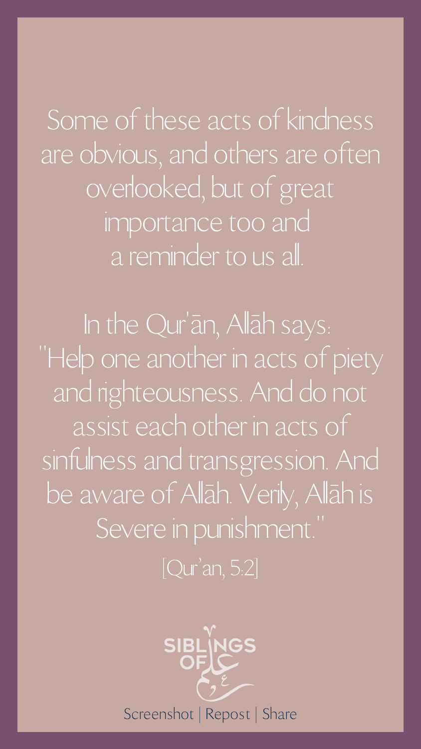Some of these acts of kindness are obvious, and others are often overlooked, but of great importance too and a reminder to us all.

In the Qur'ān, Allāh says: "Help one another in acts of piety and righteousness. And do not assist each other in acts of sinfulness and transgression. And be aware of Allāh. Verily, Allāh is Severe in punishment."

[Qur'an, 5:2]

SIBLINGS OF علم

Screenshot | Repost | Share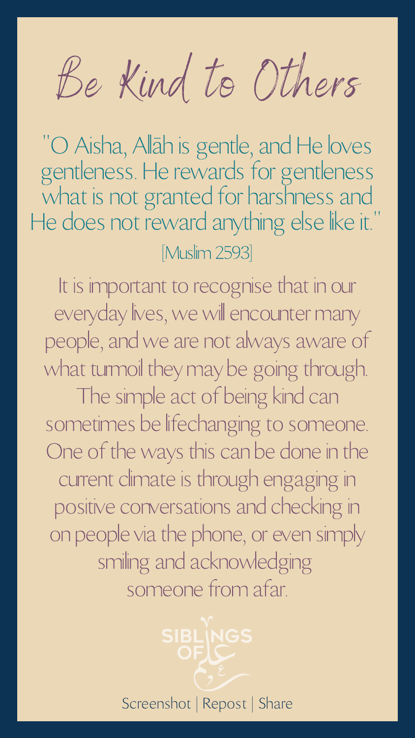# Be Kind to Others

"O Aisha, Allāh is gentle, and He loves gentleness. He rewards for gentleness what is not granted for harshness and He does not reward anything else like it."

[Muslim 2593]

It is important to recognise that in our everyday lives, we will encounter many people, and we are not always aware of what turmoil they may be going through. The simple act of being kind can sometimes be lifechanging to someone. One of the ways this can be done in the current climate is through engaging in positive conversations and checking in on people via the phone, or even simply smiling and acknowledging someone from afar.

SIBLINGS OF علم

Screenshot | Repost | Share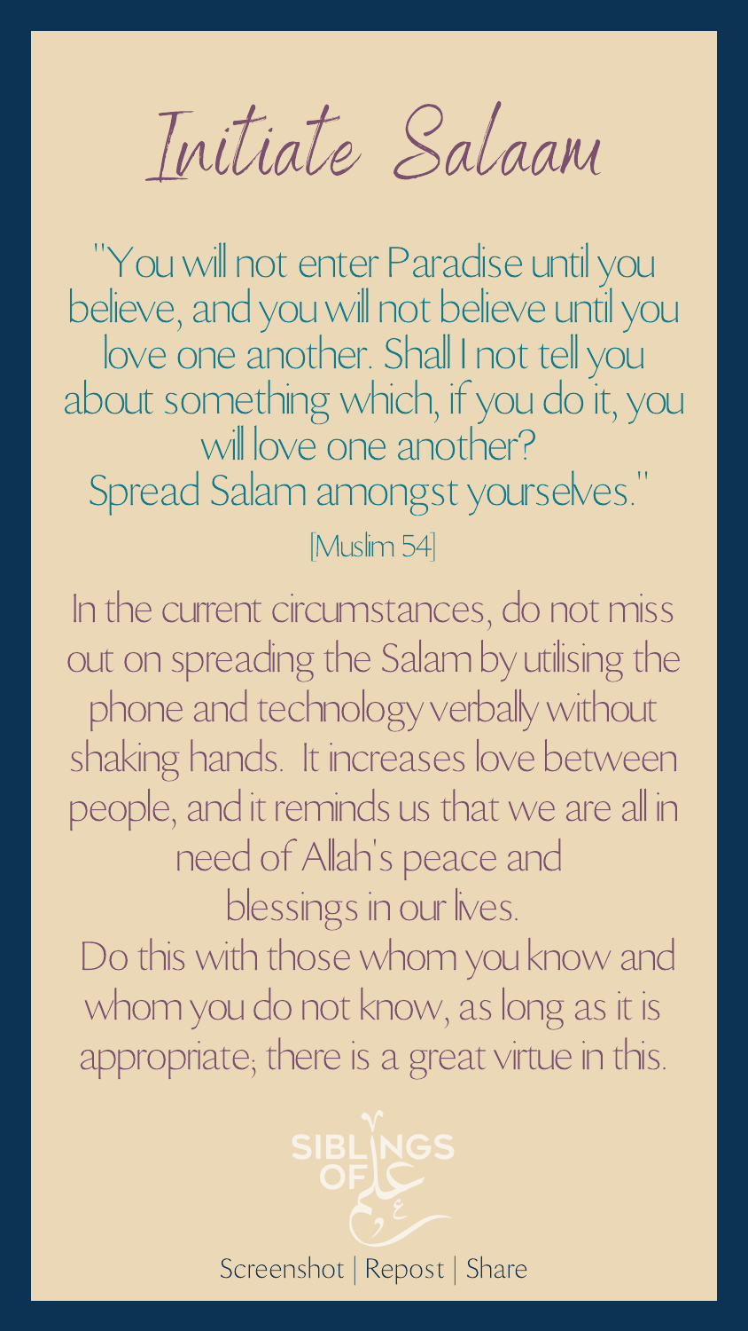# Initiate Salaam

"You will not enter Paradise until you believe, and you will not believe until you love one another. Shall I not tell you about something which, if you do it, you will love one another?
Spread Salam amongst yourselves."

[Muslim 54]

In the current circumstances, do not miss out on spreading the Salam by utilising the phone and technology verbally without shaking hands. It increases love between people, and it reminds us that we are all in need of Allah's peace and blessings in our lives.

Do this with those whom you know and whom you do not know, as long as it is appropriate; there is a great virtue in this.

SIBLINGS OF علم

Screenshot | Repost | Share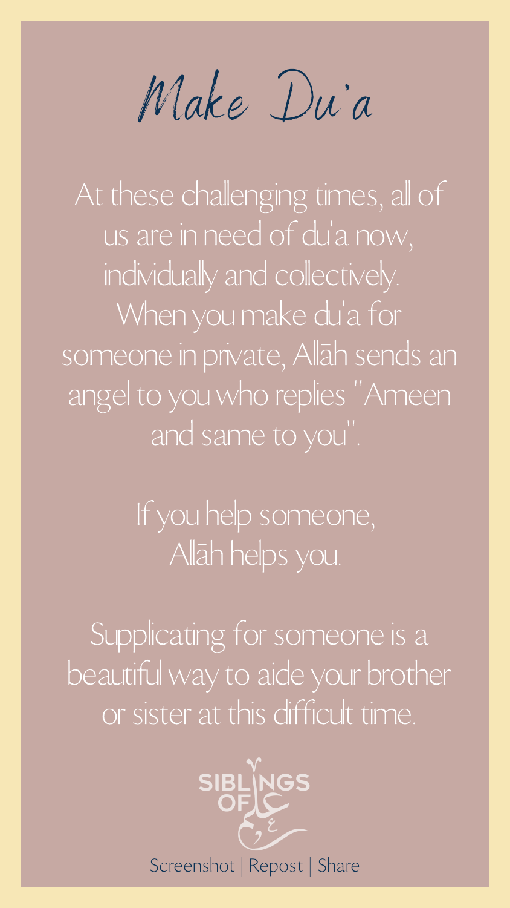# Make Du'a

At these challenging times, all of us are in need of du'a now, individually and collectively. When you make du'a for someone in private, Allāh sends an angel to you who replies "Ameen and same to you".

If you help someone, Allāh helps you.

Supplicating for someone is a beautiful way to aide your brother or sister at this difficult time.

SIBLINGS OF علم

Screenshot | Repost | Share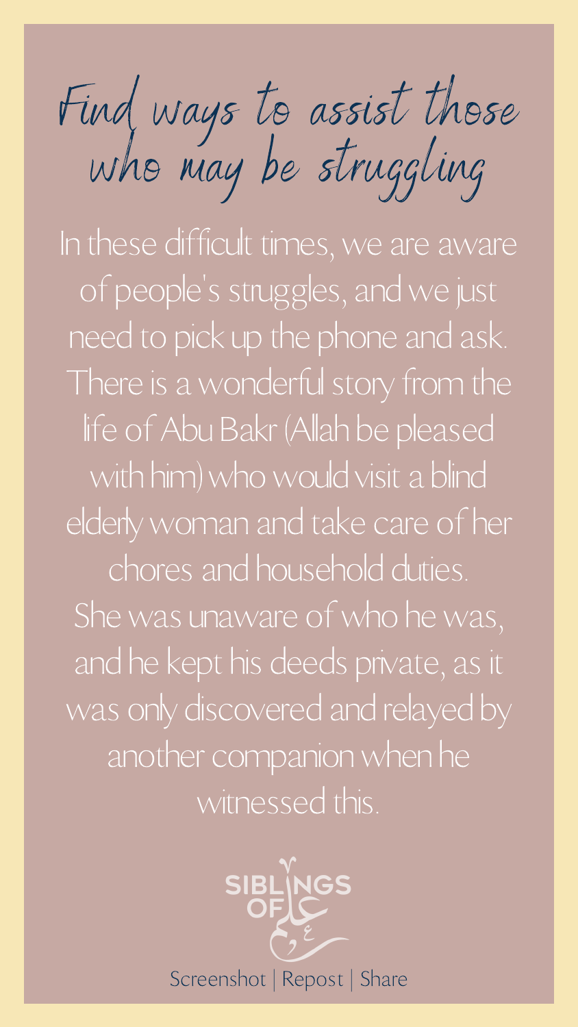# Find ways to assist those who may be struggling

In these difficult times, we are aware of people's struggles, and we just need to pick up the phone and ask. There is a wonderful story from the life of Abu Bakr (Allah be pleased with him) who would visit a blind elderly woman and take care of her chores and household duties. She was unaware of who he was, and he kept his deeds private, as it was only discovered and relayed by another companion when he witnessed this.

SIBLINGS OF علم

Screenshot | Repost | Share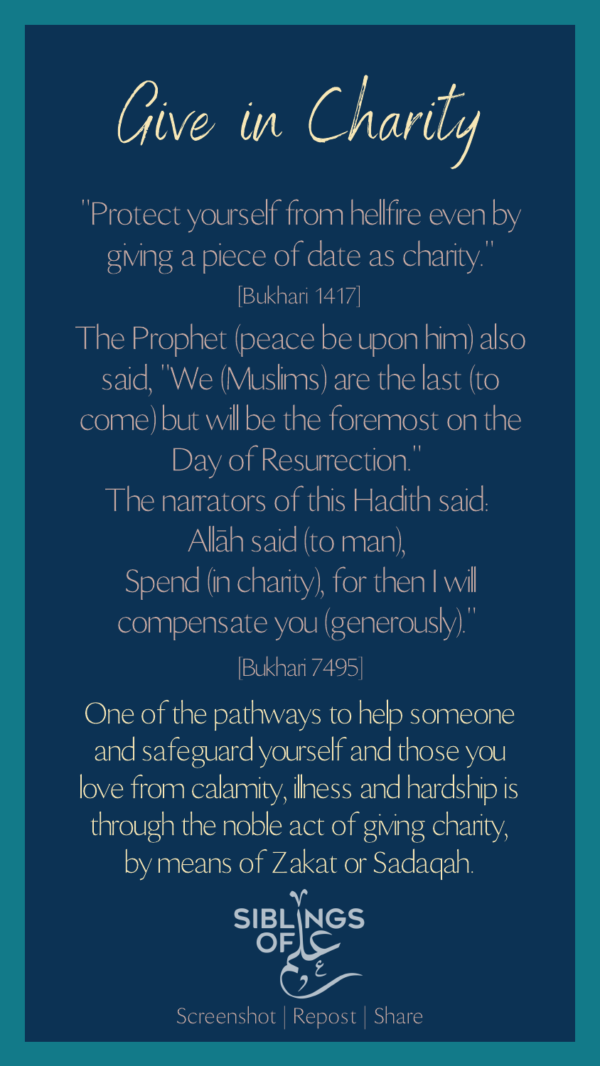# Give in Charity

"Protect yourself from hellfire even by giving a piece of date as charity."
[Bukhari 1417]

The Prophet (peace be upon him) also said, "We (Muslims) are the last (to come) but will be the foremost on the Day of Resurrection."
The narrators of this Hadith said:
Allāh said (to man),
Spend (in charity), for then I will compensate you (generously)."

[Bukhari 7495]

One of the pathways to help someone and safeguard yourself and those you love from calamity, illness and hardship is through the noble act of giving charity, by means of Zakat or Sadaqah.

SIBLINGS OF علم

Screenshot | Repost | Share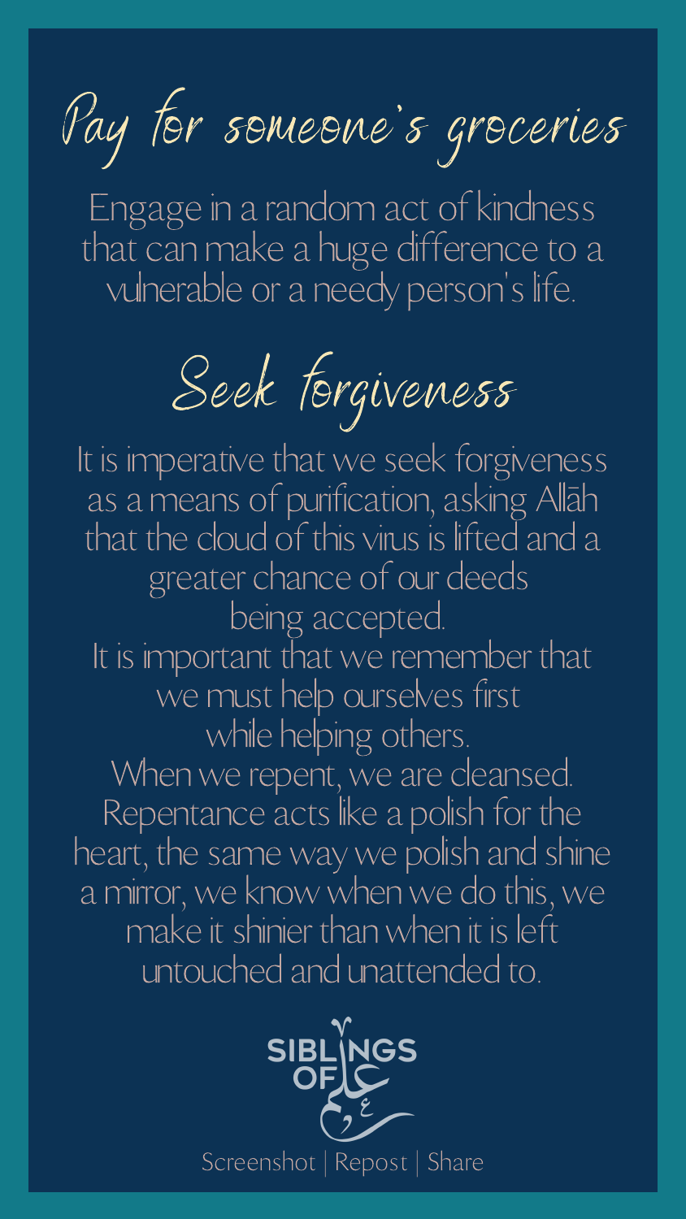## Pay for someone's groceries

Engage in a random act of kindness that can make a huge difference to a vulnerable or a needy person's life.

## Seek forgiveness

It is imperative that we seek forgiveness as a means of purification, asking Allāh that the cloud of this virus is lifted and a greater chance of our deeds being accepted.
It is important that we remember that we must help ourselves first while helping others.
When we repent, we are cleansed. Repentance acts like a polish for the heart, the same way we polish and shine a mirror, we know when we do this, we make it shinier than when it is left untouched and unattended to.

SIBLINGS OF علم

Screenshot | Repost | Share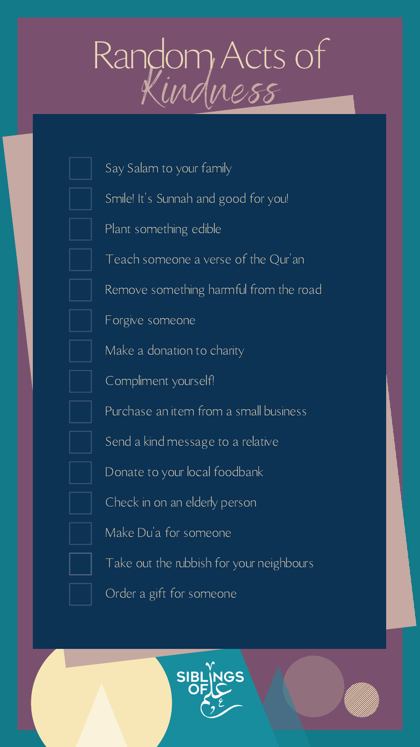# Random Acts of *Kindness*

- [ ] Say Salam to your family
- [ ] Smile! It's Sunnah and good for you!
- [ ] Plant something edible
- [ ] Teach someone a verse of the Qur'an
- [ ] Remove something harmful from the road
- [ ] Forgive someone
- [ ] Make a donation to charity
- [ ] Compliment yourself!
- [ ] Purchase an item from a small business
- [ ] Send a kind message to a relative
- [ ] Donate to your local foodbank
- [ ] Check in on an elderly person
- [ ] Make Du'a for someone
- [ ] Take out the rubbish for your neighbours
- [ ] Order a gift for someone

SIBLINGS OF علم